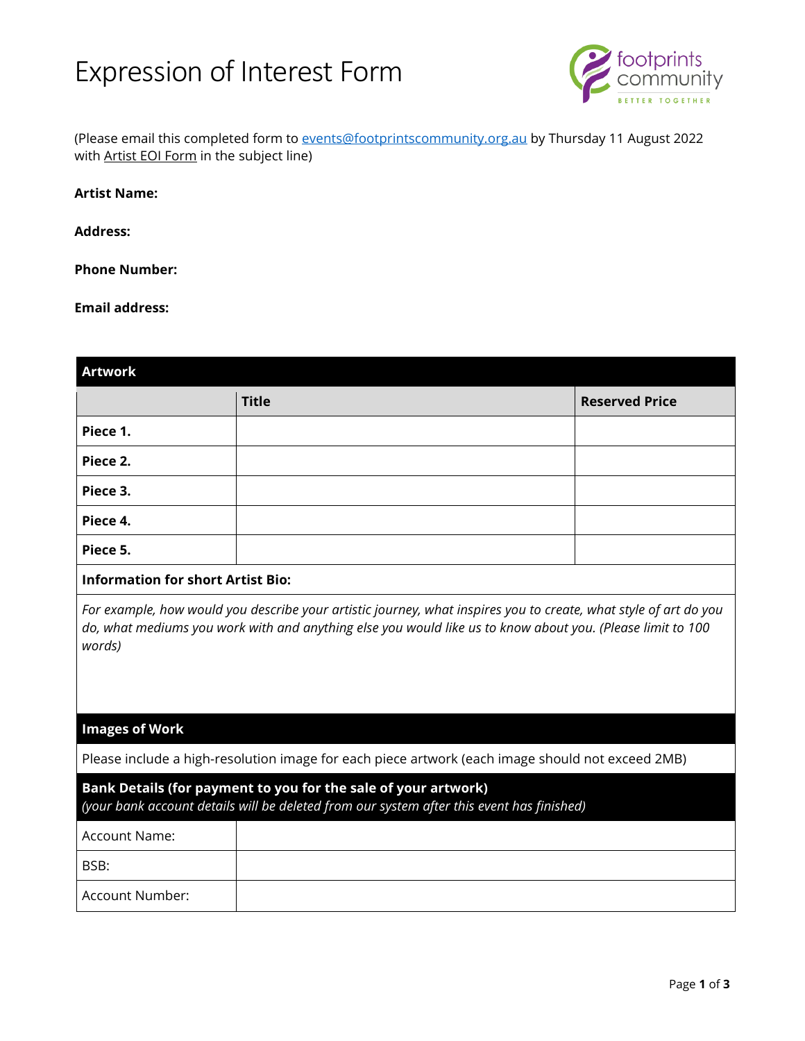# Expression of Interest Form

(Please email this completed form to events@footprintscommunity.org.au by Thursday 11 August 2022 with Artist EOI Form in the subject line)

**Artist Name:**

**Address:**

**Phone Number:**

**Email address:**

| **Artwork** | | |
|---|---|---|
| | **Title** | **Reserved Price** |
| **Piece 1.** | | |
| **Piece 2.** | | |
| **Piece 3.** | | |
| **Piece 4.** | | |
| **Piece 5.** | | |
| **Information for short Artist Bio:** | | |
| *For example, how would you describe your artistic journey, what inspires you to create, what style of art do you do, what mediums you work with and anything else you would like us to know about you. (Please limit to 100 words)* | | |
| **Images of Work** | | |
| Please include a high-resolution image for each piece artwork (each image should not exceed 2MB) | | |
| **Bank Details (for payment to you for the sale of your artwork)** *(your bank account details will be deleted from our system after this event has finished)* | | |
| Account Name: | | |
| BSB: | | |
| Account Number: | | |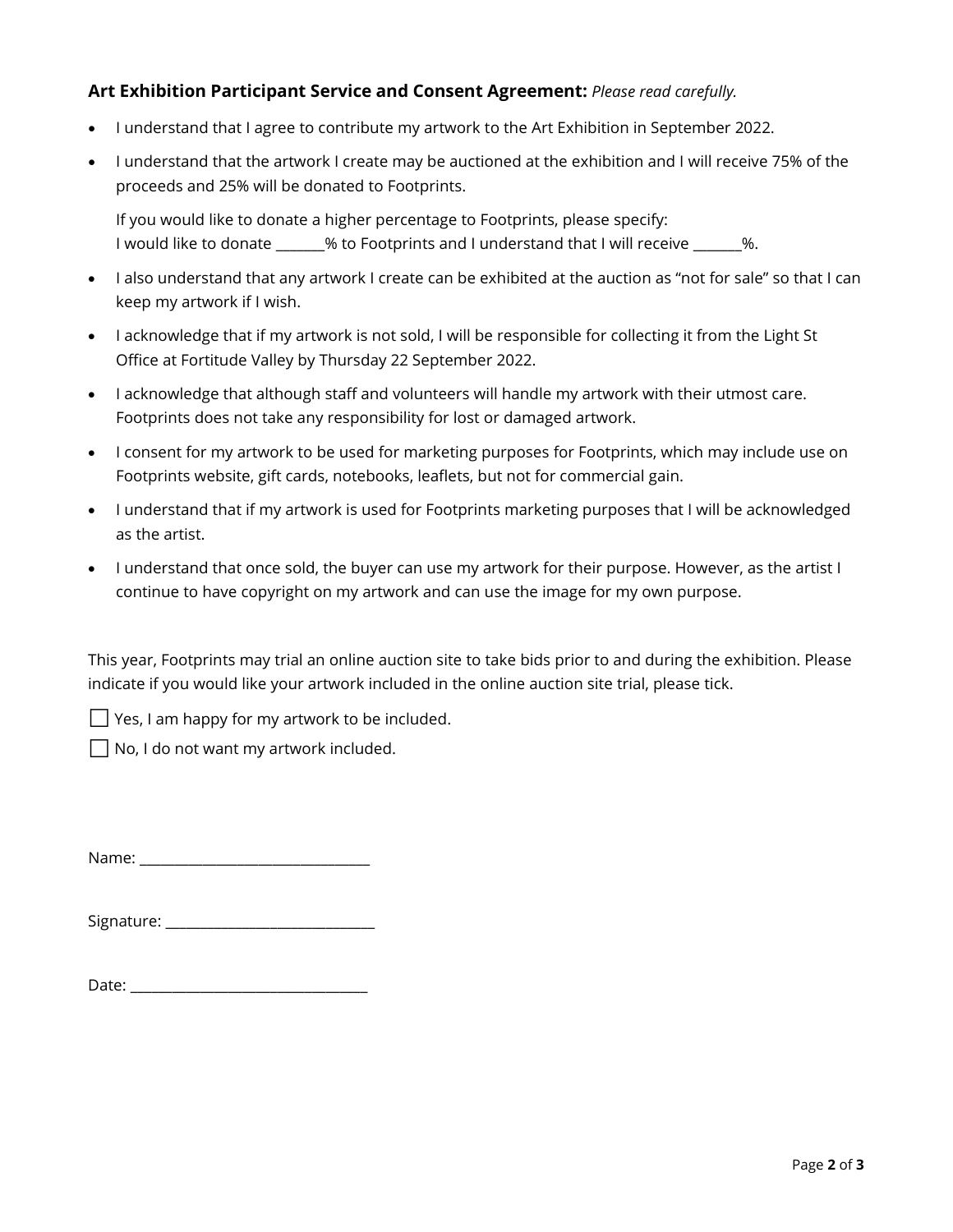**Art Exhibition Participant Service and Consent Agreement:** *Please read carefully.*

- I understand that I agree to contribute my artwork to the Art Exhibition in September 2022.
- I understand that the artwork I create may be auctioned at the exhibition and I will receive 75% of the proceeds and 25% will be donated to Footprints.

  If you would like to donate a higher percentage to Footprints, please specify:
  I would like to donate _______% to Footprints and I understand that I will receive _______%.

- I also understand that any artwork I create can be exhibited at the auction as "not for sale" so that I can keep my artwork if I wish.
- I acknowledge that if my artwork is not sold, I will be responsible for collecting it from the Light St Office at Fortitude Valley by Thursday 22 September 2022.
- I acknowledge that although staff and volunteers will handle my artwork with their utmost care. Footprints does not take any responsibility for lost or damaged artwork.
- I consent for my artwork to be used for marketing purposes for Footprints, which may include use on Footprints website, gift cards, notebooks, leaflets, but not for commercial gain.
- I understand that if my artwork is used for Footprints marketing purposes that I will be acknowledged as the artist.
- I understand that once sold, the buyer can use my artwork for their purpose. However, as the artist I continue to have copyright on my artwork and can use the image for my own purpose.

This year, Footprints may trial an online auction site to take bids prior to and during the exhibition. Please indicate if you would like your artwork included in the online auction site trial, please tick.

☐ Yes, I am happy for my artwork to be included.

☐ No, I do not want my artwork included.

Name: ________________________________

Signature: ______________________________

Date: _________________________________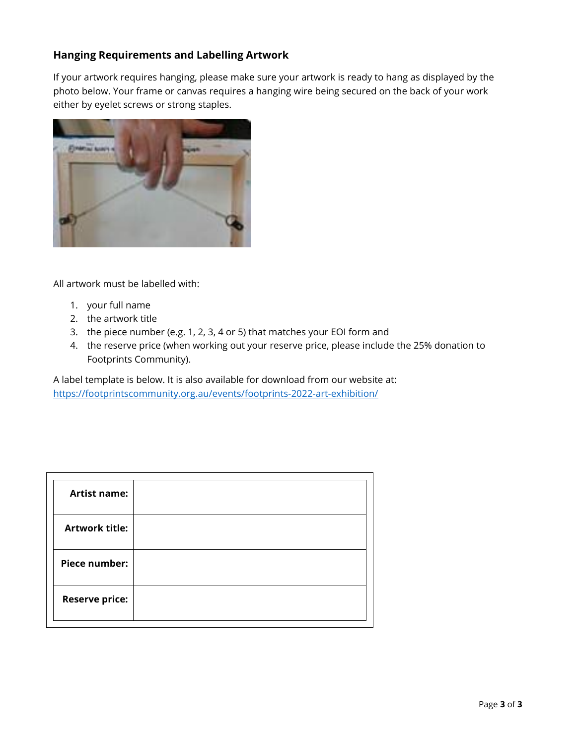### Hanging Requirements and Labelling Artwork

If your artwork requires hanging, please make sure your artwork is ready to hang as displayed by the photo below. Your frame or canvas requires a hanging wire being secured on the back of your work either by eyelet screws or strong staples.

All artwork must be labelled with:

1. your full name
2. the artwork title
3. the piece number (e.g. 1, 2, 3, 4 or 5) that matches your EOI form and
4. the reserve price (when working out your reserve price, please include the 25% donation to Footprints Community).

A label template is below. It is also available for download from our website at:
https://footprintscommunity.org.au/events/footprints-2022-art-exhibition/

| | |
|---|---|
| **Artist name:** | |
| **Artwork title:** | |
| **Piece number:** | |
| **Reserve price:** | |